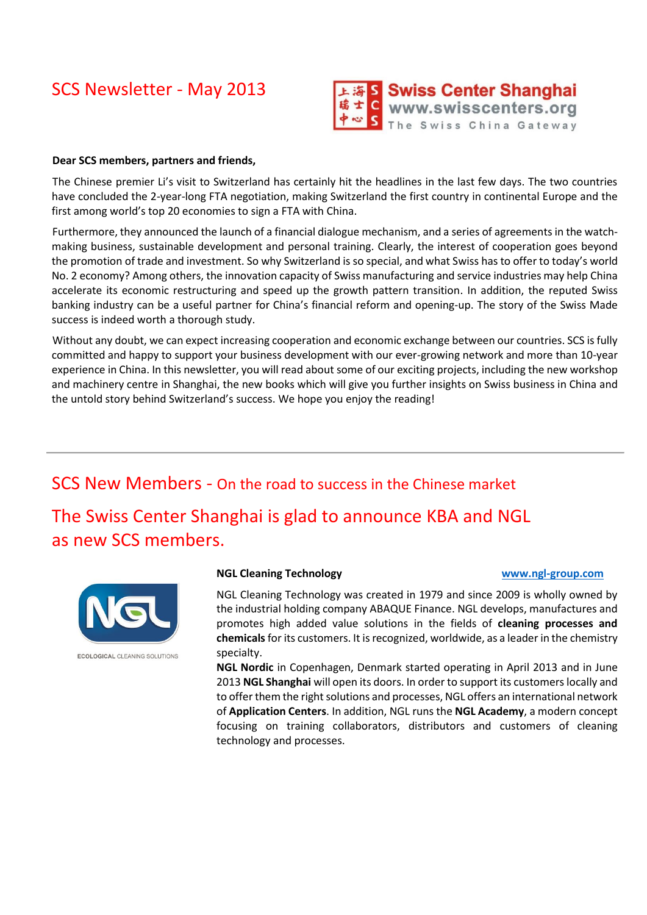# SCS Newsletter - May 2013

Swiss Center Shanghai
www.swisscenters.org
The Swiss China Gateway

**Dear SCS members, partners and friends,**

The Chinese premier Li's visit to Switzerland has certainly hit the headlines in the last few days. The two countries have concluded the 2-year-long FTA negotiation, making Switzerland the first country in continental Europe and the first among world's top 20 economies to sign a FTA with China.

Furthermore, they announced the launch of a financial dialogue mechanism, and a series of agreements in the watch-making business, sustainable development and personal training. Clearly, the interest of cooperation goes beyond the promotion of trade and investment. So why Switzerland is so special, and what Swiss has to offer to today's world No. 2 economy? Among others, the innovation capacity of Swiss manufacturing and service industries may help China accelerate its economic restructuring and speed up the growth pattern transition. In addition, the reputed Swiss banking industry can be a useful partner for China's financial reform and opening-up. The story of the Swiss Made success is indeed worth a thorough study.

Without any doubt, we can expect increasing cooperation and economic exchange between our countries. SCS is fully committed and happy to support your business development with our ever-growing network and more than 10-year experience in China. In this newsletter, you will read about some of our exciting projects, including the new workshop and machinery centre in Shanghai, the new books which will give you further insights on Swiss business in China and the untold story behind Switzerland's success. We hope you enjoy the reading!

---

## SCS New Members - On the road to success in the Chinese market

## The Swiss Center Shanghai is glad to announce KBA and NGL as new SCS members.

NGL
ECOLOGICAL CLEANING SOLUTIONS

**NGL Cleaning Technology** www.ngl-group.com

NGL Cleaning Technology was created in 1979 and since 2009 is wholly owned by the industrial holding company ABAQUE Finance. NGL develops, manufactures and promotes high added value solutions in the fields of **cleaning processes and chemicals** for its customers. It is recognized, worldwide, as a leader in the chemistry specialty.

**NGL Nordic** in Copenhagen, Denmark started operating in April 2013 and in June 2013 **NGL Shanghai** will open its doors. In order to support its customers locally and to offer them the right solutions and processes, NGL offers an international network of **Application Centers**. In addition, NGL runs the **NGL Academy**, a modern concept focusing on training collaborators, distributors and customers of cleaning technology and processes.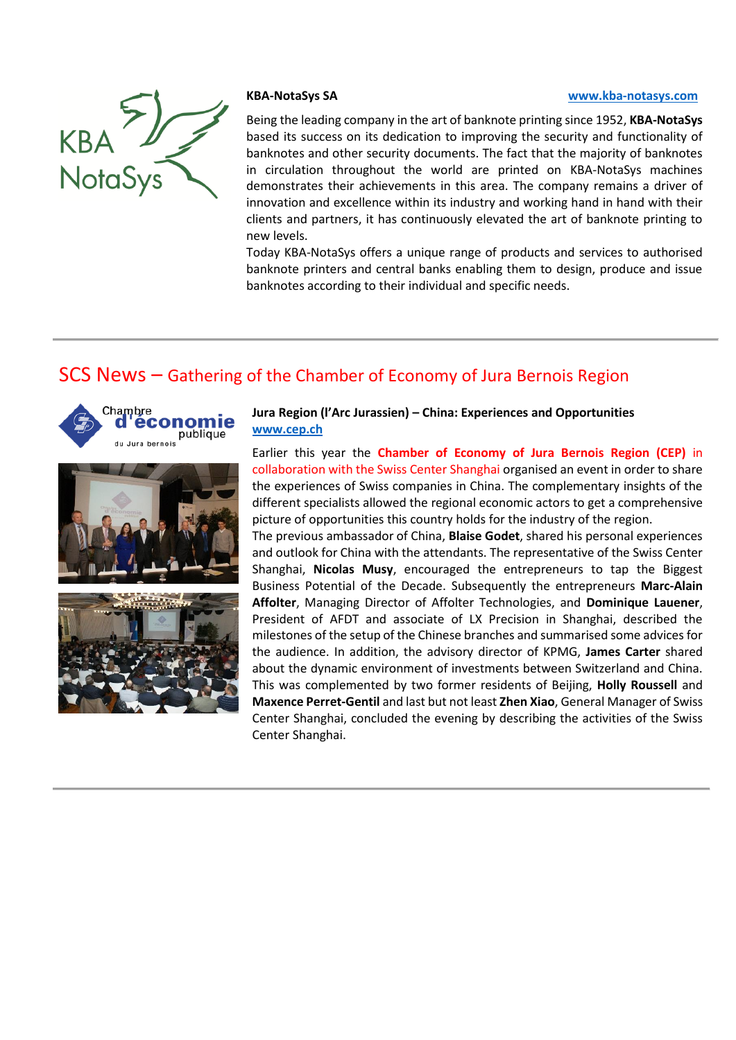**KBA-NotaSys SA** [www.kba-notasys.com](http://www.kba-notasys.com)

Being the leading company in the art of banknote printing since 1952, **KBA-NotaSys** based its success on its dedication to improving the security and functionality of banknotes and other security documents. The fact that the majority of banknotes in circulation throughout the world are printed on KBA-NotaSys machines demonstrates their achievements in this area. The company remains a driver of innovation and excellence within its industry and working hand in hand with their clients and partners, it has continuously elevated the art of banknote printing to new levels.

Today KBA-NotaSys offers a unique range of products and services to authorised banknote printers and central banks enabling them to design, produce and issue banknotes according to their individual and specific needs.

---

## SCS News – Gathering of the Chamber of Economy of Jura Bernois Region

**Jura Region (l'Arc Jurassien) – China: Experiences and Opportunities**
[www.cep.ch](http://www.cep.ch)

Earlier this year the **Chamber of Economy of Jura Bernois Region (CEP)** in collaboration with the Swiss Center Shanghai organised an event in order to share the experiences of Swiss companies in China. The complementary insights of the different specialists allowed the regional economic actors to get a comprehensive picture of opportunities this country holds for the industry of the region.

The previous ambassador of China, **Blaise Godet**, shared his personal experiences and outlook for China with the attendants. The representative of the Swiss Center Shanghai, **Nicolas Musy**, encouraged the entrepreneurs to tap the Biggest Business Potential of the Decade. Subsequently the entrepreneurs **Marc-Alain Affolter**, Managing Director of Affolter Technologies, and **Dominique Lauener**, President of AFDT and associate of LX Precision in Shanghai, described the milestones of the setup of the Chinese branches and summarised some advices for the audience. In addition, the advisory director of KPMG, **James Carter** shared about the dynamic environment of investments between Switzerland and China. This was complemented by two former residents of Beijing, **Holly Roussell** and **Maxence Perret-Gentil** and last but not least **Zhen Xiao**, General Manager of Swiss Center Shanghai, concluded the evening by describing the activities of the Swiss Center Shanghai.

---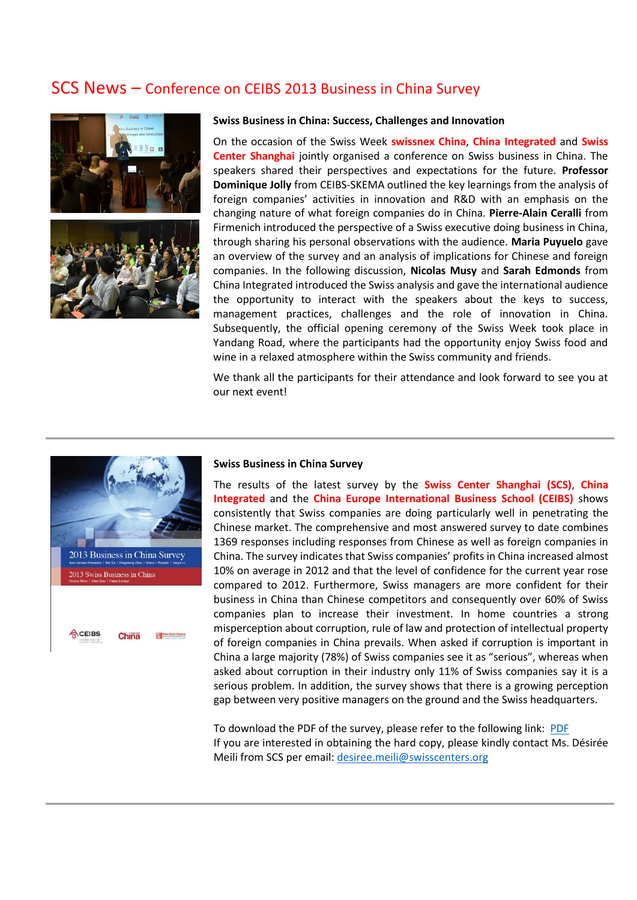# SCS News – Conference on CEIBS 2013 Business in China Survey

**Swiss Business in China: Success, Challenges and Innovation**

On the occasion of the Swiss Week **swissnex China**, **China Integrated** and **Swiss Center Shanghai** jointly organised a conference on Swiss business in China. The speakers shared their perspectives and expectations for the future. **Professor Dominique Jolly** from CEIBS-SKEMA outlined the key learnings from the analysis of foreign companies' activities in innovation and R&D with an emphasis on the changing nature of what foreign companies do in China. **Pierre-Alain Ceralli** from Firmenich introduced the perspective of a Swiss executive doing business in China, through sharing his personal observations with the audience. **Maria Puyuelo** gave an overview of the survey and an analysis of implications for Chinese and foreign companies. In the following discussion, **Nicolas Musy** and **Sarah Edmonds** from China Integrated introduced the Swiss analysis and gave the international audience the opportunity to interact with the speakers about the keys to success, management practices, challenges and the role of innovation in China. Subsequently, the official opening ceremony of the Swiss Week took place in Yandang Road, where the participants had the opportunity enjoy Swiss food and wine in a relaxed atmosphere within the Swiss community and friends.

We thank all the participants for their attendance and look forward to see you at our next event!

---

**Swiss Business in China Survey**

The results of the latest survey by the **Swiss Center Shanghai (SCS)**, **China Integrated** and the **China Europe International Business School (CEIBS)** shows consistently that Swiss companies are doing particularly well in penetrating the Chinese market. The comprehensive and most answered survey to date combines 1369 responses including responses from Chinese as well as foreign companies in China. The survey indicates that Swiss companies' profits in China increased almost 10% on average in 2012 and that the level of confidence for the current year rose compared to 2012. Furthermore, Swiss managers are more confident for their business in China than Chinese competitors and consequently over 60% of Swiss companies plan to increase their investment. In home countries a strong misperception about corruption, rule of law and protection of intellectual property of foreign companies in China prevails. When asked if corruption is important in China a large majority (78%) of Swiss companies see it as "serious", whereas when asked about corruption in their industry only 11% of Swiss companies say it is a serious problem. In addition, the survey shows that there is a growing perception gap between very positive managers on the ground and the Swiss headquarters.

To download the PDF of the survey, please refer to the following link: [PDF]
If you are interested in obtaining the hard copy, please kindly contact Ms. Désirée Meili from SCS per email: desiree.meili@swisscenters.org

---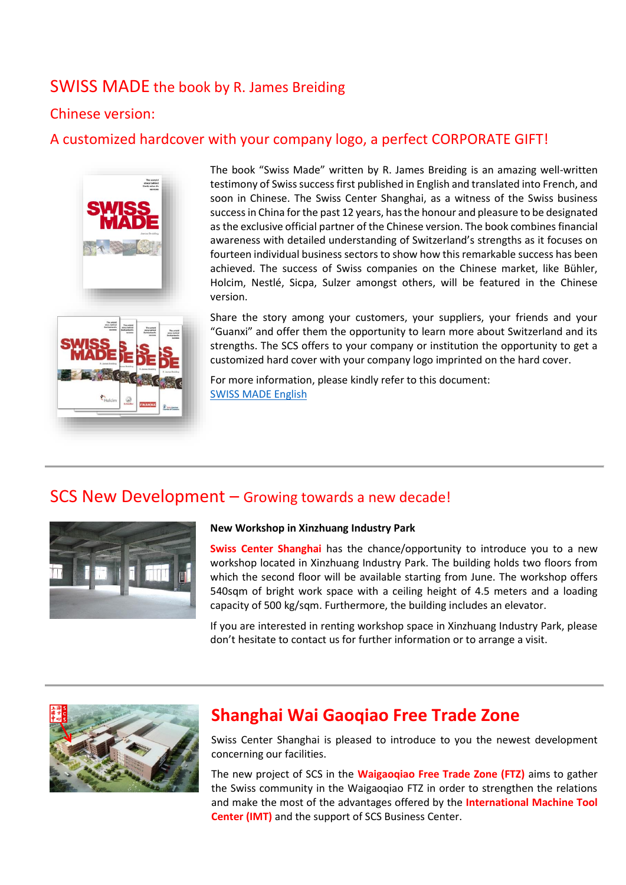## SWISS MADE the book by R. James Breiding

### Chinese version:

### A customized hardcover with your company logo, a perfect CORPORATE GIFT!

The book "Swiss Made" written by R. James Breiding is an amazing well-written testimony of Swiss success first published in English and translated into French, and soon in Chinese. The Swiss Center Shanghai, as a witness of the Swiss business success in China for the past 12 years, has the honour and pleasure to be designated as the exclusive official partner of the Chinese version. The book combines financial awareness with detailed understanding of Switzerland's strengths as it focuses on fourteen individual business sectors to show how this remarkable success has been achieved. The success of Swiss companies on the Chinese market, like Bühler, Holcim, Nestlé, Sicpa, Sulzer amongst others, will be featured in the Chinese version.

Share the story among your customers, your suppliers, your friends and your "Guanxi" and offer them the opportunity to learn more about Switzerland and its strengths. The SCS offers to your company or institution the opportunity to get a customized hard cover with your company logo imprinted on the hard cover.

For more information, please kindly refer to this document:
SWISS MADE English

---

## SCS New Development – Growing towards a new decade!

**New Workshop in Xinzhuang Industry Park**

**Swiss Center Shanghai** has the chance/opportunity to introduce you to a new workshop located in Xinzhuang Industry Park. The building holds two floors from which the second floor will be available starting from June. The workshop offers 540sqm of bright work space with a ceiling height of 4.5 meters and a loading capacity of 500 kg/sqm. Furthermore, the building includes an elevator.

If you are interested in renting workshop space in Xinzhuang Industry Park, please don't hesitate to contact us for further information or to arrange a visit.

---

## Shanghai Wai Gaoqiao Free Trade Zone

Swiss Center Shanghai is pleased to introduce to you the newest development concerning our facilities.

The new project of SCS in the **Waigaoqiao Free Trade Zone (FTZ)** aims to gather the Swiss community in the Waigaoqiao FTZ in order to strengthen the relations and make the most of the advantages offered by the **International Machine Tool Center (IMT)** and the support of SCS Business Center.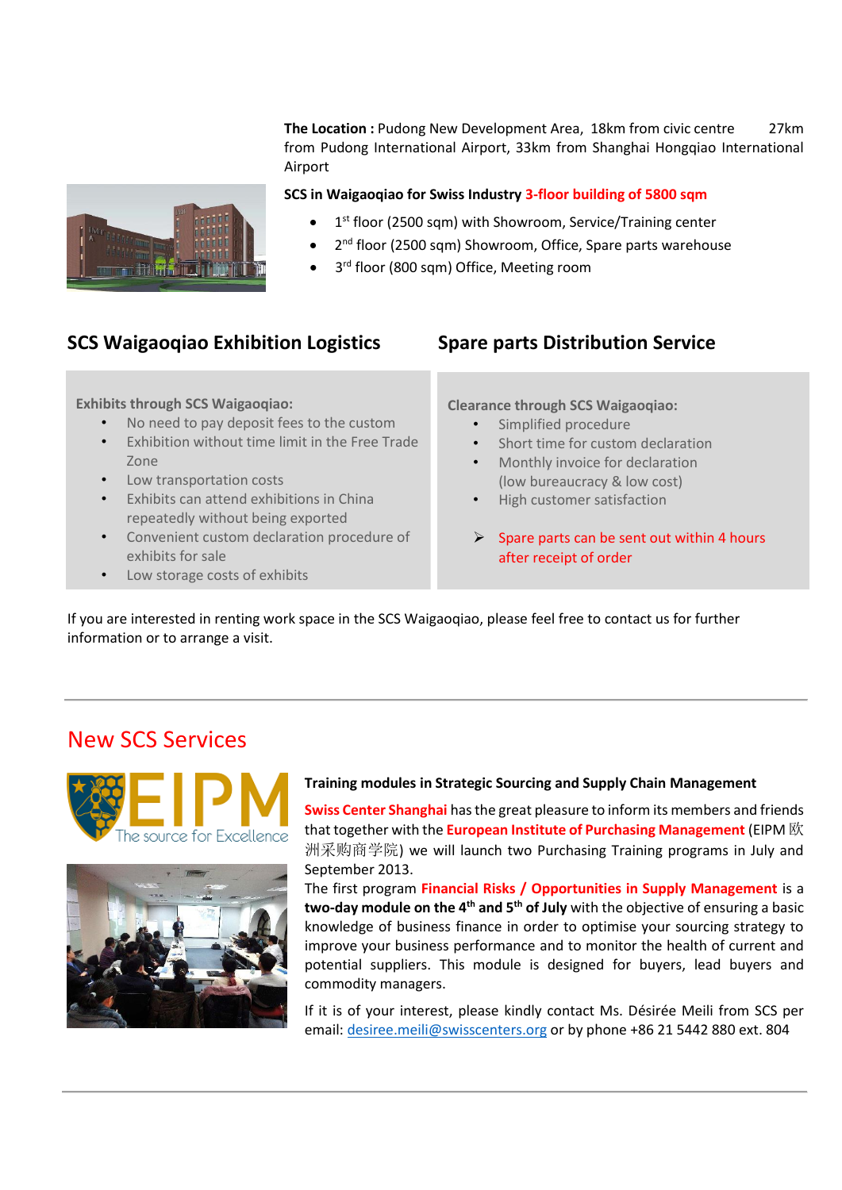**The Location :** Pudong New Development Area, 18km from civic centre 27km from Pudong International Airport, 33km from Shanghai Hongqiao International Airport

**SCS in Waigaoqiao for Swiss Industry 3-floor building of 5800 sqm**

- 1st floor (2500 sqm) with Showroom, Service/Training center
- 2nd floor (2500 sqm) Showroom, Office, Spare parts warehouse
- 3rd floor (800 sqm) Office, Meeting room

## SCS Waigaoqiao Exhibition Logistics

**Exhibits through SCS Waigaoqiao:**

- No need to pay deposit fees to the custom
- Exhibition without time limit in the Free Trade Zone
- Low transportation costs
- Exhibits can attend exhibitions in China repeatedly without being exported
- Convenient custom declaration procedure of exhibits for sale
- Low storage costs of exhibits

## Spare parts Distribution Service

**Clearance through SCS Waigaoqiao:**

- Simplified procedure
- Short time for custom declaration
- Monthly invoice for declaration (low bureaucracy & low cost)
- High customer satisfaction

➢ Spare parts can be sent out within 4 hours after receipt of order

If you are interested in renting work space in the SCS Waigaoqiao, please feel free to contact us for further information or to arrange a visit.

---

# New SCS Services

**Training modules in Strategic Sourcing and Supply Chain Management**

**Swiss Center Shanghai** has the great pleasure to inform its members and friends that together with the **European Institute of Purchasing Management** (EIPM 欧洲采购商学院) we will launch two Purchasing Training programs in July and September 2013.

The first program **Financial Risks / Opportunities in Supply Management** is a **two-day module on the 4th and 5th of July** with the objective of ensuring a basic knowledge of business finance in order to optimise your sourcing strategy to improve your business performance and to monitor the health of current and potential suppliers. This module is designed for buyers, lead buyers and commodity managers.

If it is of your interest, please kindly contact Ms. Désirée Meili from SCS per email: desiree.meili@swisscenters.org or by phone +86 21 5442 880 ext. 804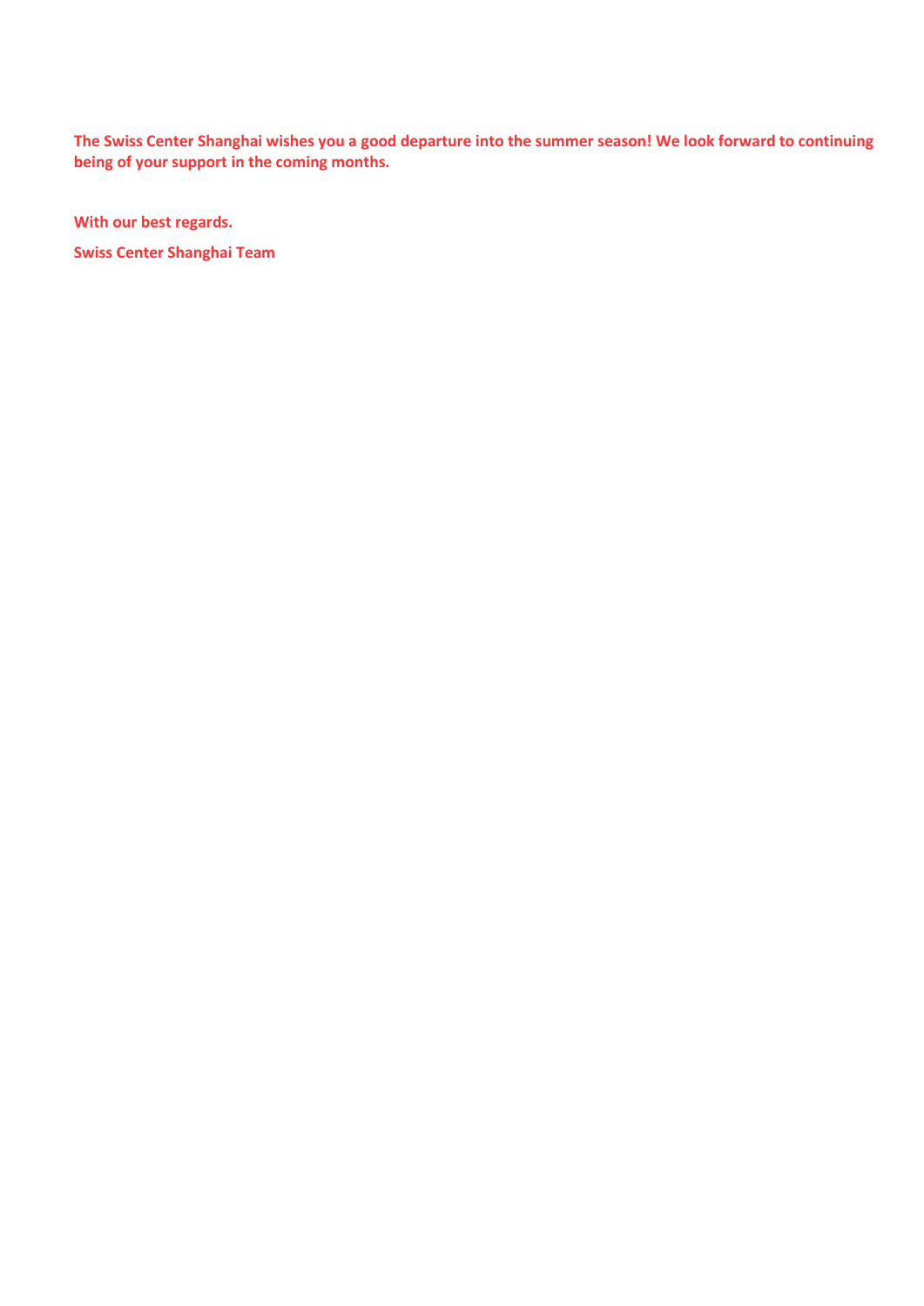**The Swiss Center Shanghai wishes you a good departure into the summer season! We look forward to continuing being of your support in the coming months.**

**With our best regards.**

**Swiss Center Shanghai Team**